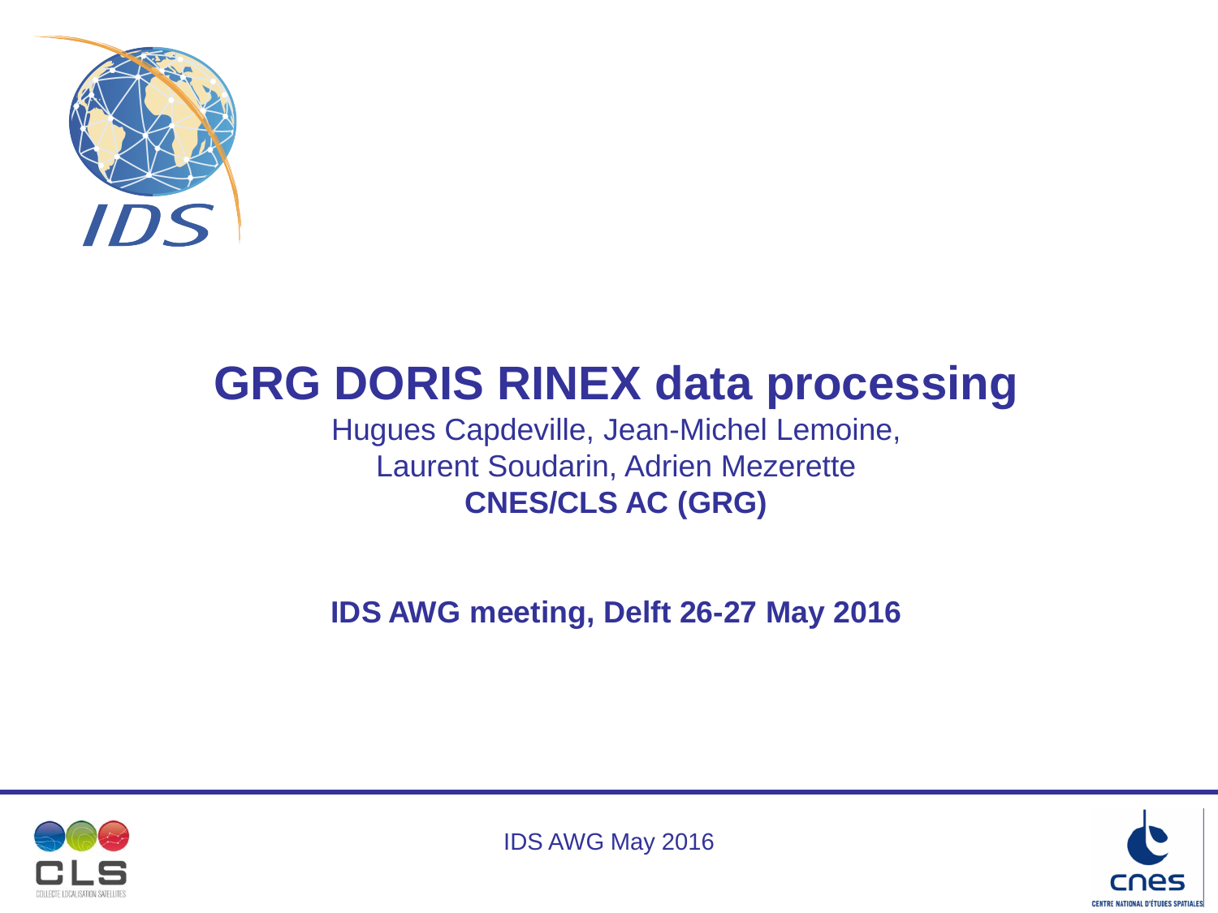# GRG DORIS RINEX data processing

Hugues Capdeville, Jean-Michel Lemoine,
Laurent Soudarin, Adrien Mezerette
**CNES/CLS AC (GRG)**

**IDS AWG meeting, Delft 26-27 May 2016**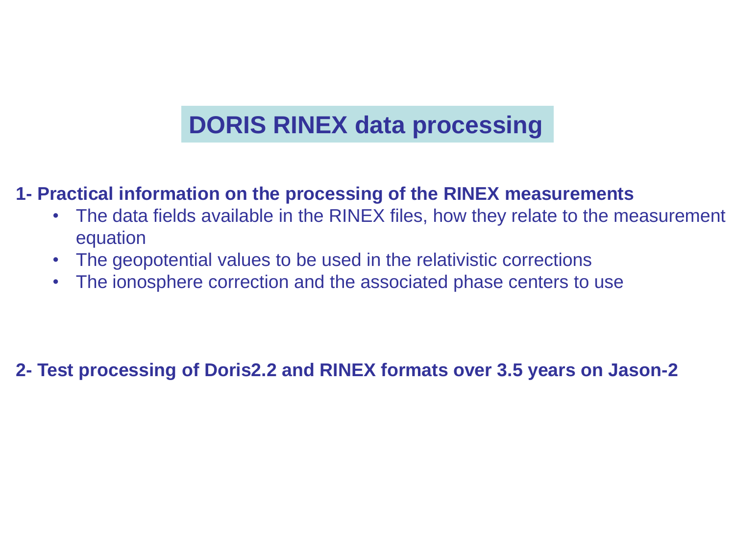# DORIS RINEX data processing

**1- Practical information on the processing of the RINEX measurements**

- The data fields available in the RINEX files, how they relate to the measurement equation
- The geopotential values to be used in the relativistic corrections
- The ionosphere correction and the associated phase centers to use

**2- Test processing of Doris2.2 and RINEX formats over 3.5 years on Jason-2**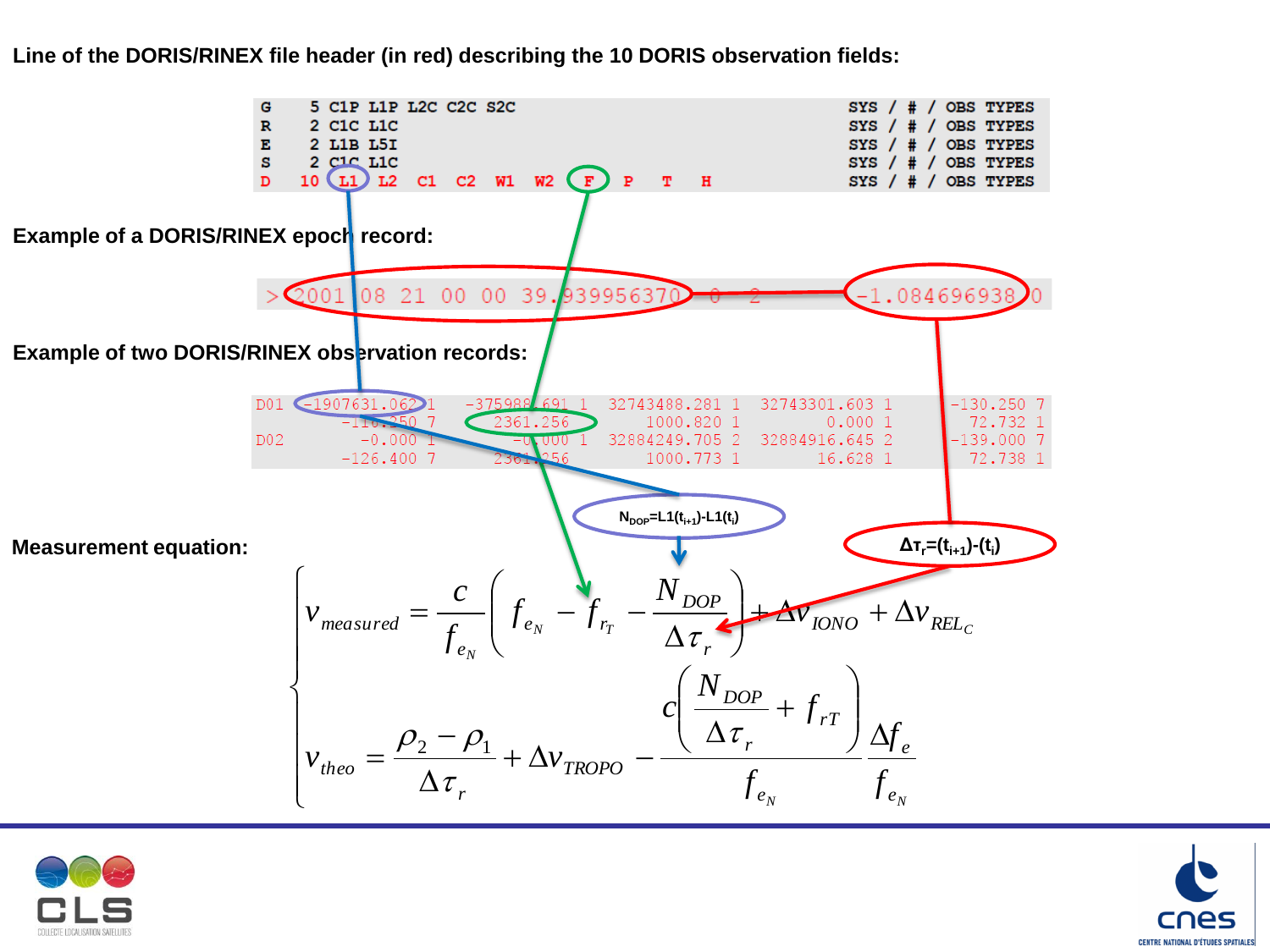**Line of the DORIS/RINEX file header (in red) describing the 10 DORIS observation fields:**

```
G    5 C1P L1P L2C C2C S2C                                  SYS / # / OBS TYPES
R    2 C1C L1C                                              SYS / # / OBS TYPES
E    2 L1B L5I                                              SYS / # / OBS TYPES
S    2 C1C L1C                                              SYS / # / OBS TYPES
D   10 L1  L2  C1  C2  W1  W2  F   P   T   H                SYS / # / OBS TYPES
```

**Example of a DORIS/RINEX epoch record:**

```
> 2001 08 21 00 00 39.939956370  0  2        -1.084696938 0
```

**Example of two DORIS/RINEX observation records:**

```
D01  -1907631.062 1   -375988.691 1  32743488.281 1  32743301.603 1        -130.250 7
       -110.250 7      2361.256        1000.820 1         0.000 1          72.732 1
D02       -0.000 1        -0.000 1  32884249.705 2  32884916.645 2        -139.000 7
       -126.400 7      2361.256        1000.773 1        16.628 1          72.738 1
```

$N_{DOP} = L1(t_{i+1}) - L1(t_i)$

$\Delta\tau_r = (t_{i+1}) - (t_i)$

**Measurement equation:**

$$
\begin{cases}
v_{measured} = \dfrac{c}{f_{e_N}}\left(f_{e_N} - f_{r_T} - \dfrac{N_{DOP}}{\Delta\tau_r}\right) + \Delta v_{IONO} + \Delta v_{REL_C} \\[2ex]
v_{theo} = \dfrac{\rho_2 - \rho_1}{\Delta\tau_r} + \Delta v_{TROPO} - \dfrac{c\left(\dfrac{N_{DOP}}{\Delta\tau_r} + f_{rT}\right)}{f_{e_N}} \dfrac{\Delta f_e}{f_{e_N}}
\end{cases}
$$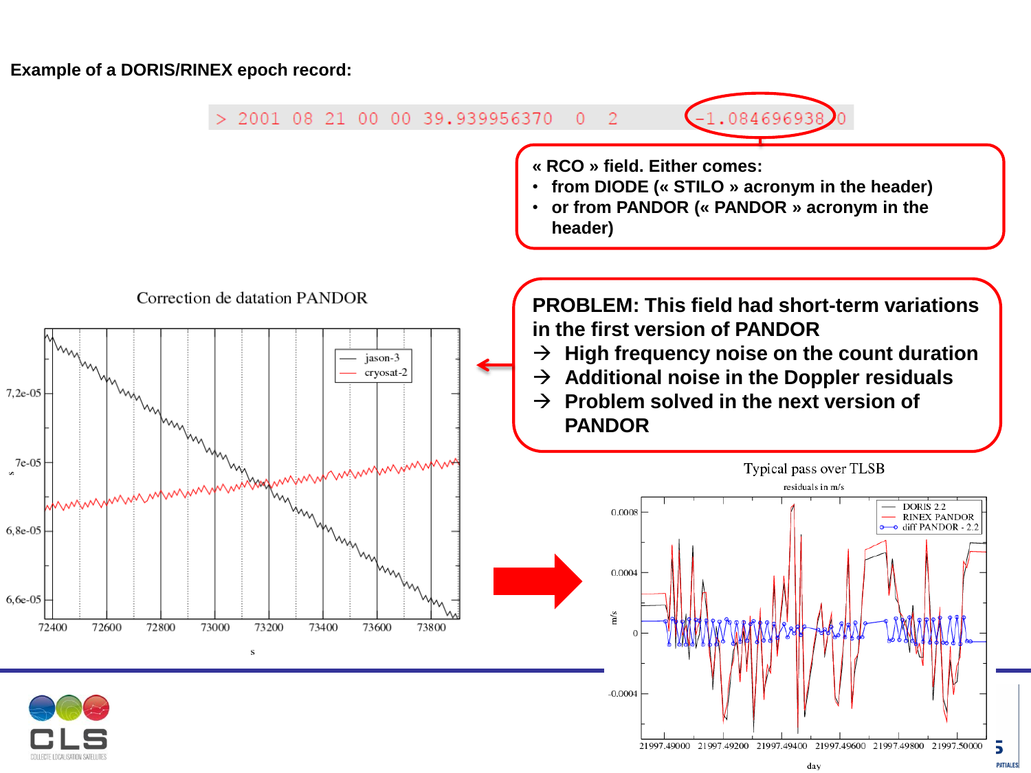**Example of a DORIS/RINEX epoch record:**

```
> 2001 08 21 00 00 39.939956370  0  2         -1.084696938 0
```

« RCO » field. Either comes:

- from DIODE (« STILO » acronym in the header)
- or from PANDOR (« PANDOR » acronym in the header)

Correction de datation PANDOR

**PROBLEM: This field had short-term variations in the first version of PANDOR**

**→ High frequency noise on the count duration**

**→ Additional noise in the Doppler residuals**

**→ Problem solved in the next version of PANDOR**

Typical pass over TLSB

residuals in m/s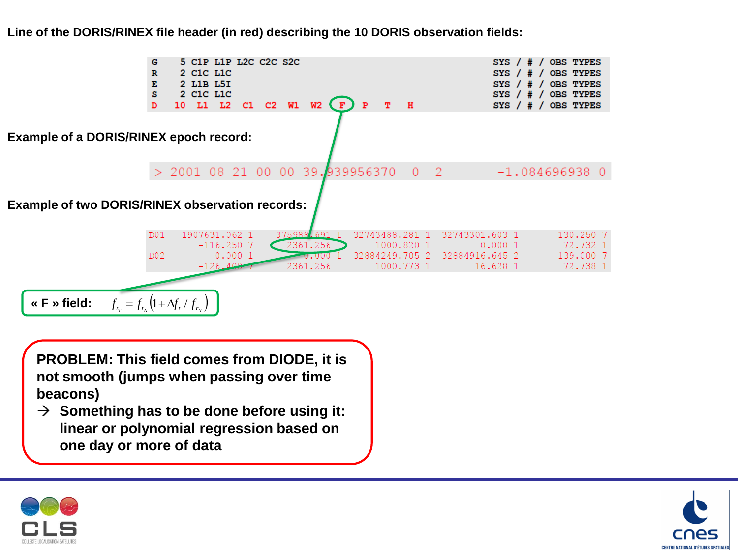**Line of the DORIS/RINEX file header (in red) describing the 10 DORIS observation fields:**

```
G    5 C1P L1P L2C C2C S2C                                   SYS / # / OBS TYPES
R    2 C1C L1C                                               SYS / # / OBS TYPES
E    2 L1B L5I                                               SYS / # / OBS TYPES
S    2 C1C L1C                                               SYS / # / OBS TYPES
D   10  L1  L2  C1  C2  W1  W2  F   P   T   H                SYS / # / OBS TYPES
```

**Example of a DORIS/RINEX epoch record:**

```
> 2001 08 21 00 00 39.939956370  0  2        -1.084696938 0
```

**Example of two DORIS/RINEX observation records:**

```
D01  -1907631.062 1  -375988.691 1  32743488.281 1  32743301.603 1      -130.250 7
         -116.250 7     2361.256       1000.820 1         0.000 1        72.732 1
D02        -0.000 1      -0.000 1  32884249.705 2  32884916.645 2      -139.000 7
         -126.400 7     2361.256       1000.773 1        16.628 1        72.738 1
```

**« F » field:** $f_{r_T} = f_{r_N}\left(1+\Delta f_r / f_{r_N}\right)$

**PROBLEM: This field comes from DIODE, it is not smooth (jumps when passing over time beacons)**

→ **Something has to be done before using it: linear or polynomial regression based on one day or more of data**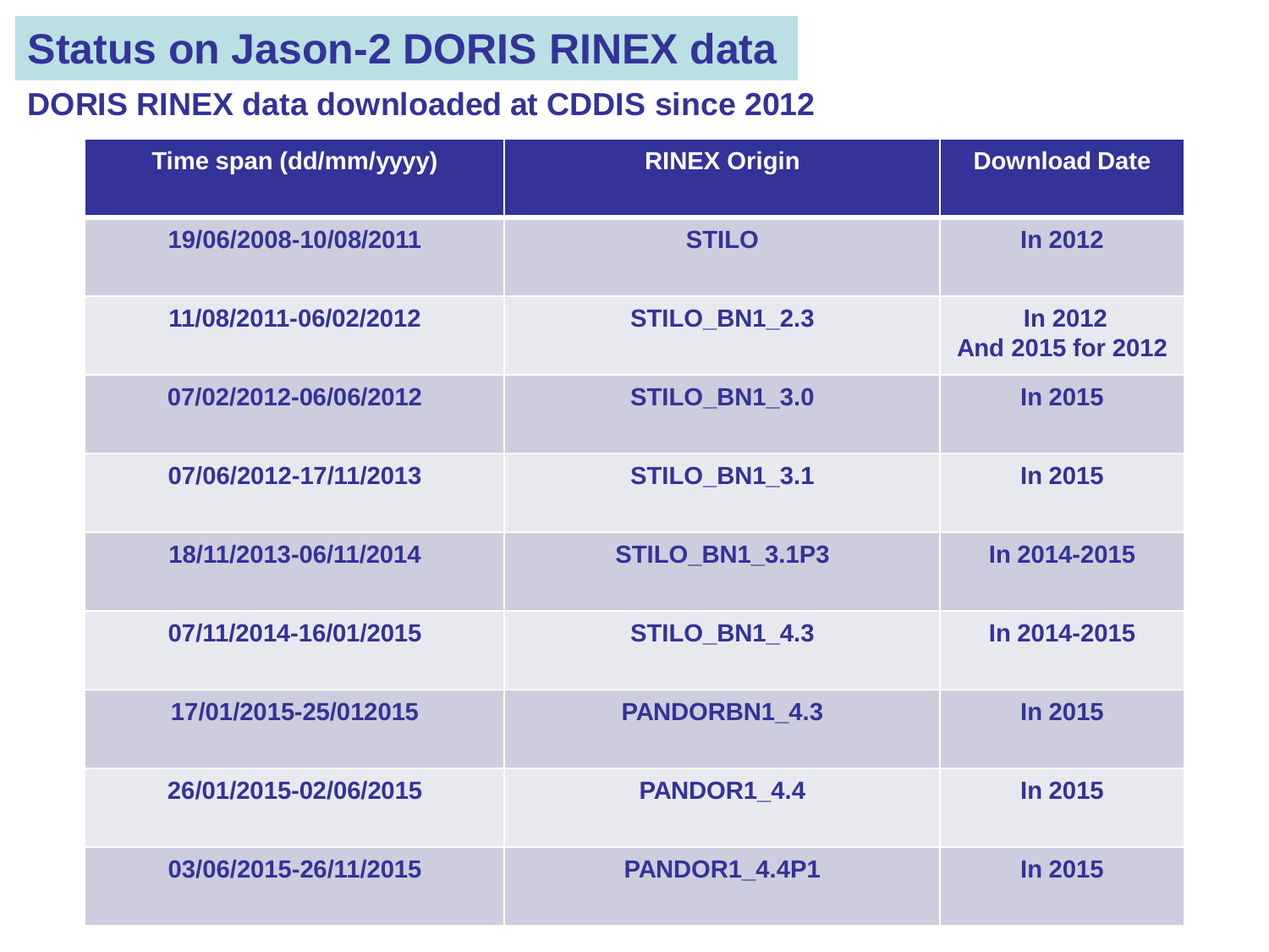# Status on Jason-2 DORIS RINEX data

## DORIS RINEX data downloaded at CDDIS since 2012

| Time span (dd/mm/yyyy) | RINEX Origin | Download Date |
|---|---|---|
| 19/06/2008-10/08/2011 | STILO | In 2012 |
| 11/08/2011-06/02/2012 | STILO_BN1_2.3 | In 2012<br>And 2015 for 2012 |
| 07/02/2012-06/06/2012 | STILO_BN1_3.0 | In 2015 |
| 07/06/2012-17/11/2013 | STILO_BN1_3.1 | In 2015 |
| 18/11/2013-06/11/2014 | STILO_BN1_3.1P3 | In 2014-2015 |
| 07/11/2014-16/01/2015 | STILO_BN1_4.3 | In 2014-2015 |
| 17/01/2015-25/012015 | PANDORBN1_4.3 | In 2015 |
| 26/01/2015-02/06/2015 | PANDOR1_4.4 | In 2015 |
| 03/06/2015-26/11/2015 | PANDOR1_4.4P1 | In 2015 |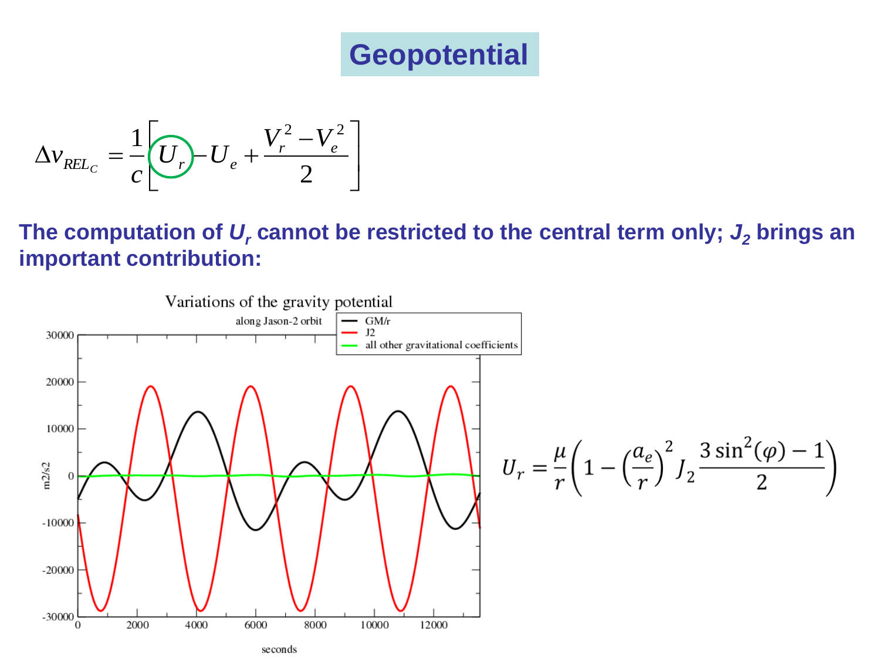# Geopotential

$$\Delta v_{REL_C} = \frac{1}{c}\left[U_r - U_e + \frac{V_r^2 - V_e^2}{2}\right]$$

**The computation of $U_r$ cannot be restricted to the central term only; $J_2$ brings an important contribution:**

$$U_r = \frac{\mu}{r}\left(1 - \left(\frac{a_e}{r}\right)^2 J_2 \frac{3\sin^2(\varphi) - 1}{2}\right)$$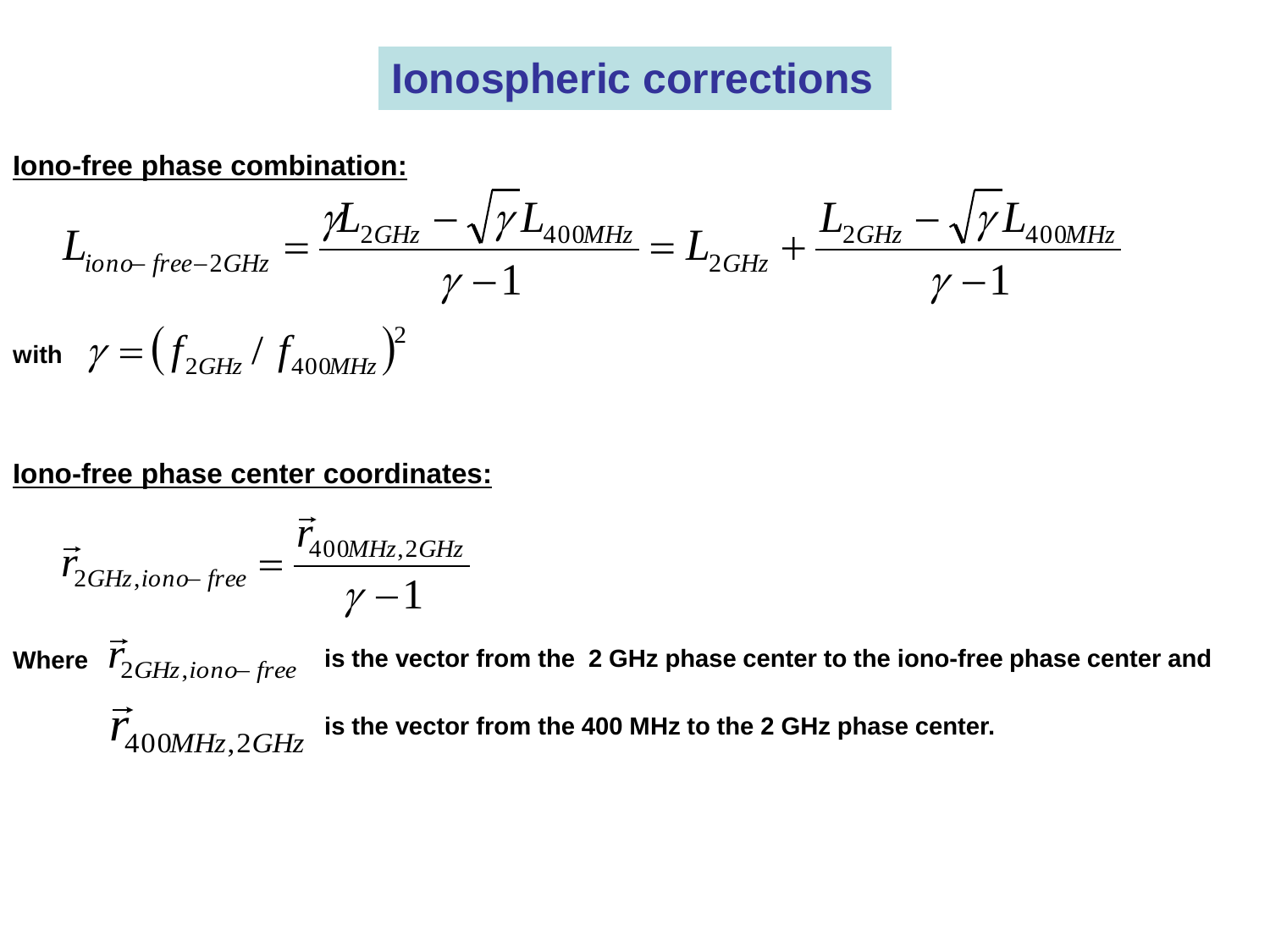# Ionospheric corrections

**Iono-free phase combination:**

$$L_{iono-free-2GHz} = \frac{\gamma L_{2GHz} - \sqrt{\gamma} L_{400MHz}}{\gamma - 1} = L_{2GHz} + \frac{L_{2GHz} - \sqrt{\gamma} L_{400MHz}}{\gamma - 1}$$

**with** $\gamma = \left( f_{2GHz} / f_{400MHz} \right)^2$

**Iono-free phase center coordinates:**

$$\vec{r}_{2GHz,iono-free} = \frac{\vec{r}_{400MHz,2GHz}}{\gamma - 1}$$

**Where** $\vec{r}_{2GHz,iono-free}$ **is the vector from the 2 GHz phase center to the iono-free phase center and**

$\vec{r}_{400MHz,2GHz}$ **is the vector from the 400 MHz to the 2 GHz phase center.**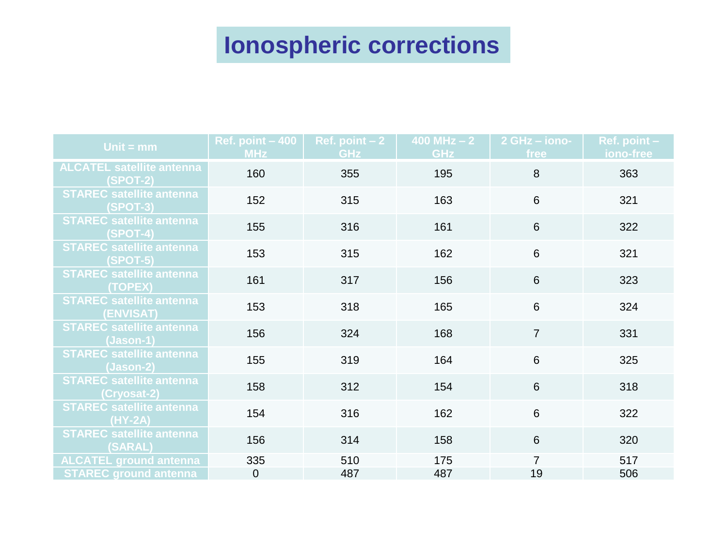# Ionospheric corrections

| Unit = mm | Ref. point – 400 MHz | Ref. point – 2 GHz | 400 MHz – 2 GHz | 2 GHz – iono-free | Ref. point – iono-free |
|---|---|---|---|---|---|
| ALCATEL satellite antenna (SPOT-2) | 160 | 355 | 195 | 8 | 363 |
| STAREC satellite antenna (SPOT-3) | 152 | 315 | 163 | 6 | 321 |
| STAREC satellite antenna (SPOT-4) | 155 | 316 | 161 | 6 | 322 |
| STAREC satellite antenna (SPOT-5) | 153 | 315 | 162 | 6 | 321 |
| STAREC satellite antenna (TOPEX) | 161 | 317 | 156 | 6 | 323 |
| STAREC satellite antenna (ENVISAT) | 153 | 318 | 165 | 6 | 324 |
| STAREC satellite antenna (Jason-1) | 156 | 324 | 168 | 7 | 331 |
| STAREC satellite antenna (Jason-2) | 155 | 319 | 164 | 6 | 325 |
| STAREC satellite antenna (Cryosat-2) | 158 | 312 | 154 | 6 | 318 |
| STAREC satellite antenna (HY-2A) | 154 | 316 | 162 | 6 | 322 |
| STAREC satellite antenna (SARAL) | 156 | 314 | 158 | 6 | 320 |
| ALCATEL ground antenna | 335 | 510 | 175 | 7 | 517 |
| STAREC ground antenna | 0 | 487 | 487 | 19 | 506 |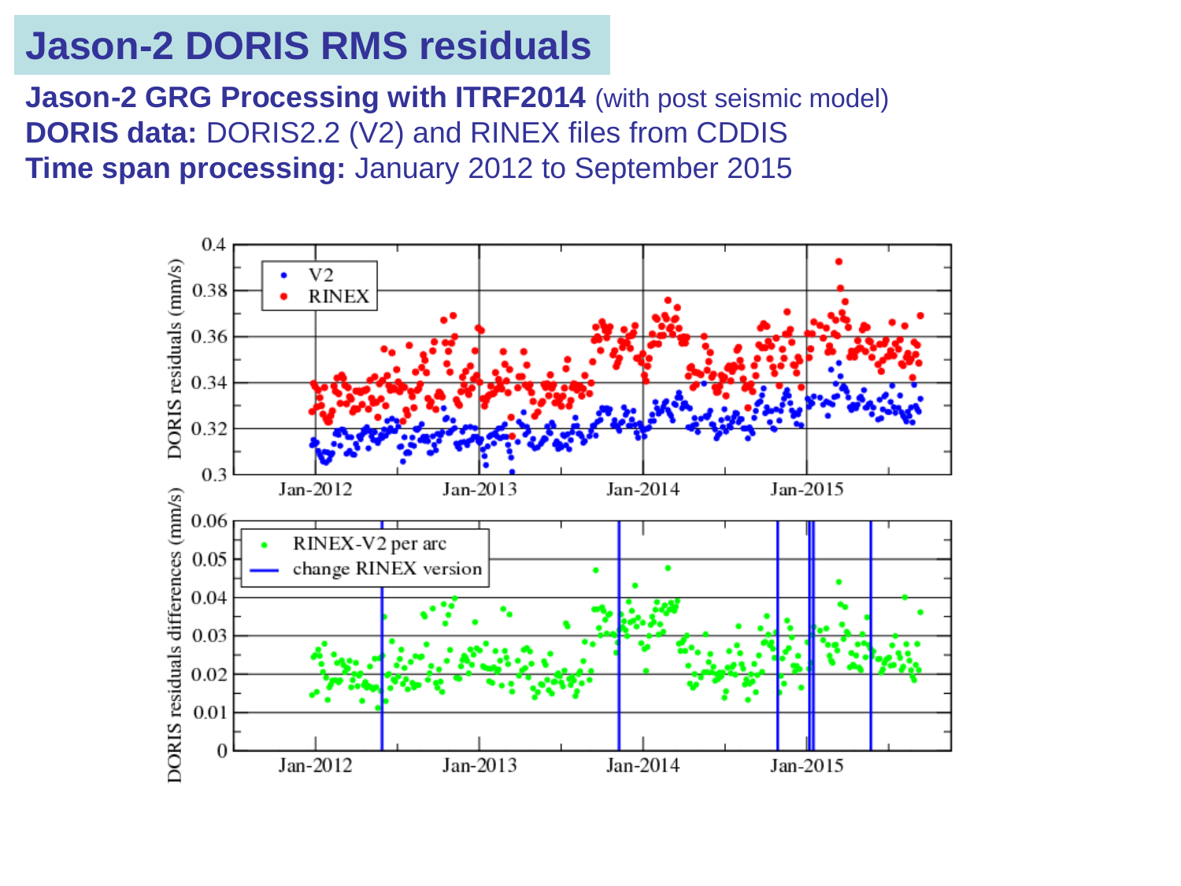# Jason-2 DORIS RMS residuals

**Jason-2 GRG Processing with ITRF2014** (with post seismic model)
**DORIS data:** DORIS2.2 (V2) and RINEX files from CDDIS
**Time span processing:** January 2012 to September 2015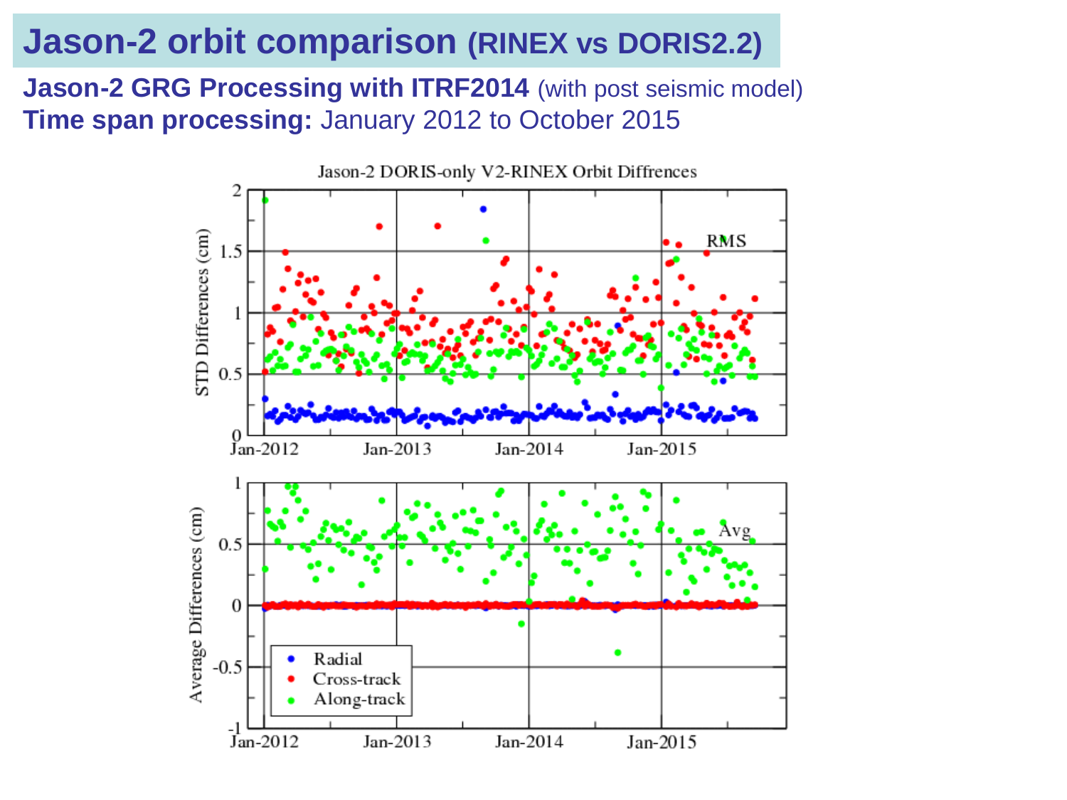# Jason-2 orbit comparison (RINEX vs DORIS2.2)

**Jason-2 GRG Processing with ITRF2014** (with post seismic model)
**Time span processing:** January 2012 to October 2015

Jason-2 DORIS-only V2-RINEX Orbit Diffrences

STD Differences (cm) — RMS

Average Differences (cm) — Avg

Radial
Cross-track
Along-track

Jan-2012 Jan-2013 Jan-2014 Jan-2015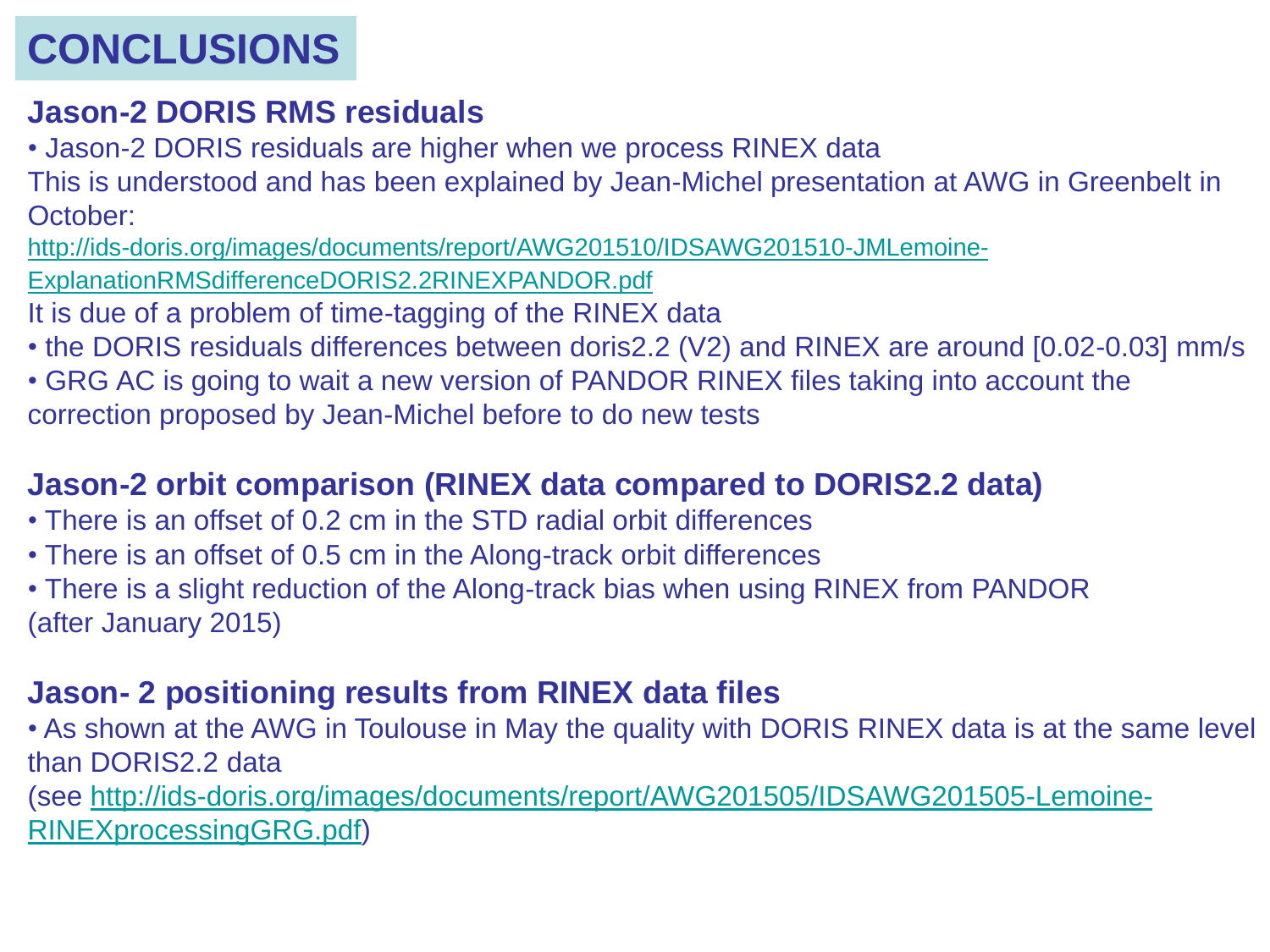# CONCLUSIONS

## Jason-2 DORIS RMS residuals

- Jason-2 DORIS residuals are higher when we process RINEX data

This is understood and has been explained by Jean-Michel presentation at AWG in Greenbelt in October:
http://ids-doris.org/images/documents/report/AWG201510/IDSAWG201510-JMLemoine-ExplanationRMSdifferenceDORIS2.2RINEXPANDOR.pdf
It is due of a problem of time-tagging of the RINEX data

- the DORIS residuals differences between doris2.2 (V2) and RINEX are around [0.02-0.03] mm/s
- GRG AC is going to wait a new version of PANDOR RINEX files taking into account the correction proposed by Jean-Michel before to do new tests

## Jason-2 orbit comparison (RINEX data compared to DORIS2.2 data)

- There is an offset of 0.2 cm in the STD radial orbit differences
- There is an offset of 0.5 cm in the Along-track orbit differences
- There is a slight reduction of the Along-track bias when using RINEX from PANDOR (after January 2015)

## Jason- 2 positioning results from RINEX data files

- As shown at the AWG in Toulouse in May the quality with DORIS RINEX data is at the same level than DORIS2.2 data

(see http://ids-doris.org/images/documents/report/AWG201505/IDSAWG201505-Lemoine-RINEXprocessingGRG.pdf)